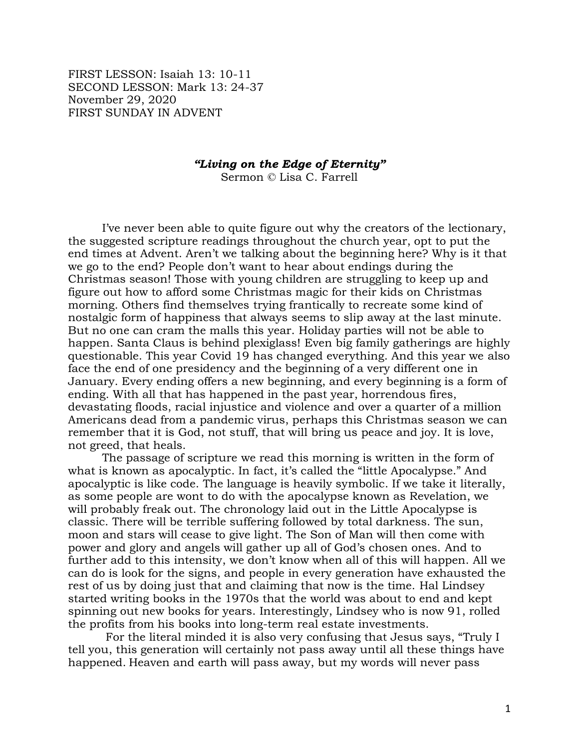FIRST LESSON: Isaiah 13: 10-11
SECOND LESSON: Mark 13: 24-37
November 29, 2020
FIRST SUNDAY IN ADVENT

### *"Living on the Edge of Eternity"*

Sermon © Lisa C. Farrell

I've never been able to quite figure out why the creators of the lectionary, the suggested scripture readings throughout the church year, opt to put the end times at Advent. Aren't we talking about the beginning here? Why is it that we go to the end? People don't want to hear about endings during the Christmas season! Those with young children are struggling to keep up and figure out how to afford some Christmas magic for their kids on Christmas morning. Others find themselves trying frantically to recreate some kind of nostalgic form of happiness that always seems to slip away at the last minute. But no one can cram the malls this year. Holiday parties will not be able to happen. Santa Claus is behind plexiglass! Even big family gatherings are highly questionable. This year Covid 19 has changed everything. And this year we also face the end of one presidency and the beginning of a very different one in January. Every ending offers a new beginning, and every beginning is a form of ending. With all that has happened in the past year, horrendous fires, devastating floods, racial injustice and violence and over a quarter of a million Americans dead from a pandemic virus, perhaps this Christmas season we can remember that it is God, not stuff, that will bring us peace and joy. It is love, not greed, that heals.

The passage of scripture we read this morning is written in the form of what is known as apocalyptic. In fact, it's called the "little Apocalypse." And apocalyptic is like code. The language is heavily symbolic. If we take it literally, as some people are wont to do with the apocalypse known as Revelation, we will probably freak out. The chronology laid out in the Little Apocalypse is classic. There will be terrible suffering followed by total darkness. The sun, moon and stars will cease to give light. The Son of Man will then come with power and glory and angels will gather up all of God's chosen ones. And to further add to this intensity, we don't know when all of this will happen. All we can do is look for the signs, and people in every generation have exhausted the rest of us by doing just that and claiming that now is the time. Hal Lindsey started writing books in the 1970s that the world was about to end and kept spinning out new books for years. Interestingly, Lindsey who is now 91, rolled the profits from his books into long-term real estate investments.

For the literal minded it is also very confusing that Jesus says, "Truly I tell you, this generation will certainly not pass away until all these things have happened. Heaven and earth will pass away, but my words will never pass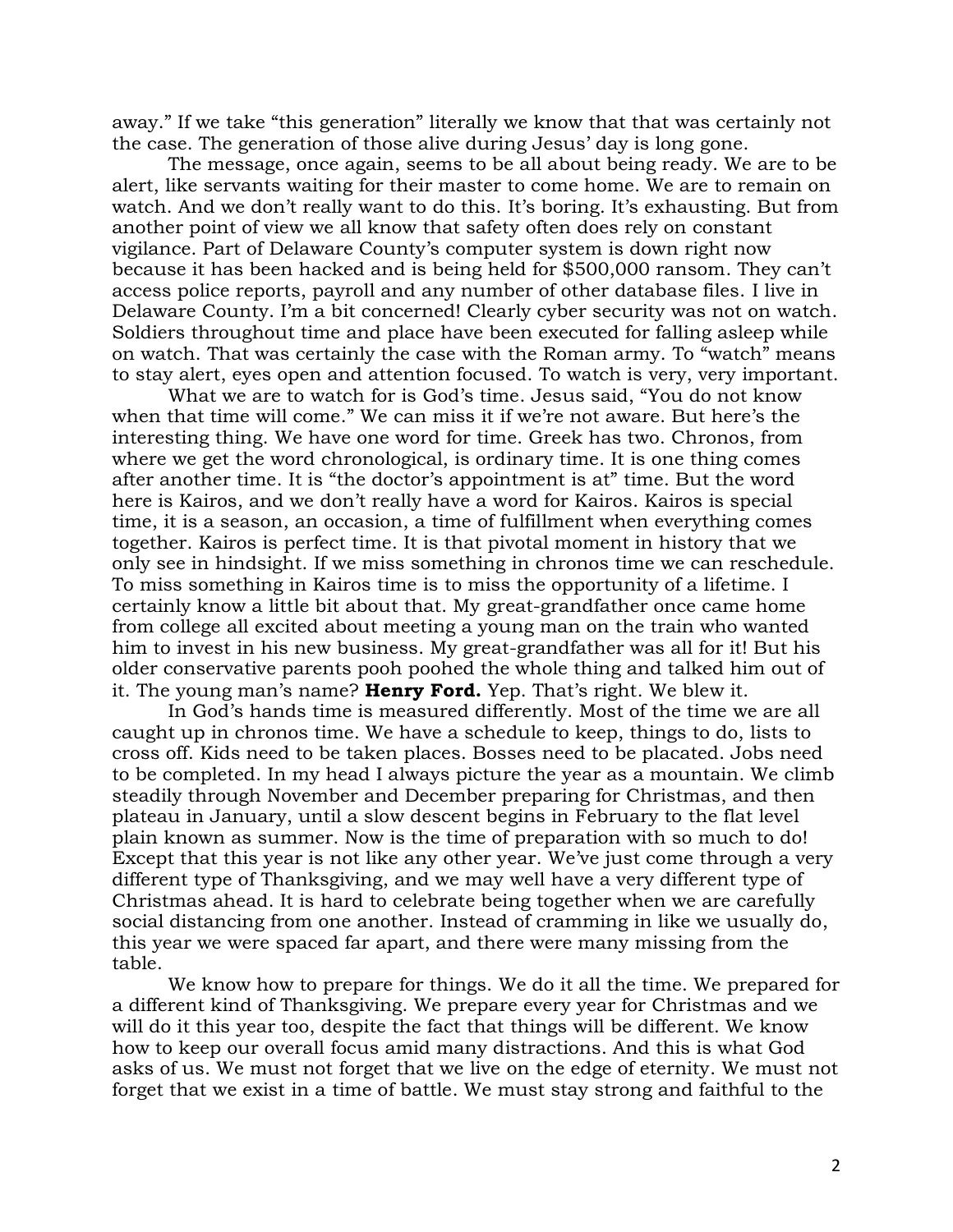away." If we take "this generation" literally we know that that was certainly not the case. The generation of those alive during Jesus' day is long gone.

The message, once again, seems to be all about being ready. We are to be alert, like servants waiting for their master to come home. We are to remain on watch. And we don't really want to do this. It's boring. It's exhausting. But from another point of view we all know that safety often does rely on constant vigilance. Part of Delaware County's computer system is down right now because it has been hacked and is being held for $500,000 ransom. They can't access police reports, payroll and any number of other database files. I live in Delaware County. I'm a bit concerned! Clearly cyber security was not on watch. Soldiers throughout time and place have been executed for falling asleep while on watch. That was certainly the case with the Roman army. To "watch" means to stay alert, eyes open and attention focused. To watch is very, very important.

What we are to watch for is God's time. Jesus said, "You do not know when that time will come." We can miss it if we're not aware. But here's the interesting thing. We have one word for time. Greek has two. Chronos, from where we get the word chronological, is ordinary time. It is one thing comes after another time. It is "the doctor's appointment is at" time. But the word here is Kairos, and we don't really have a word for Kairos. Kairos is special time, it is a season, an occasion, a time of fulfillment when everything comes together. Kairos is perfect time. It is that pivotal moment in history that we only see in hindsight. If we miss something in chronos time we can reschedule. To miss something in Kairos time is to miss the opportunity of a lifetime. I certainly know a little bit about that. My great-grandfather once came home from college all excited about meeting a young man on the train who wanted him to invest in his new business. My great-grandfather was all for it! But his older conservative parents pooh poohed the whole thing and talked him out of it. The young man's name? **Henry Ford.** Yep. That's right. We blew it.

In God's hands time is measured differently. Most of the time we are all caught up in chronos time. We have a schedule to keep, things to do, lists to cross off. Kids need to be taken places. Bosses need to be placated. Jobs need to be completed. In my head I always picture the year as a mountain. We climb steadily through November and December preparing for Christmas, and then plateau in January, until a slow descent begins in February to the flat level plain known as summer. Now is the time of preparation with so much to do! Except that this year is not like any other year. We've just come through a very different type of Thanksgiving, and we may well have a very different type of Christmas ahead. It is hard to celebrate being together when we are carefully social distancing from one another. Instead of cramming in like we usually do, this year we were spaced far apart, and there were many missing from the table.

We know how to prepare for things. We do it all the time. We prepared for a different kind of Thanksgiving. We prepare every year for Christmas and we will do it this year too, despite the fact that things will be different. We know how to keep our overall focus amid many distractions. And this is what God asks of us. We must not forget that we live on the edge of eternity. We must not forget that we exist in a time of battle. We must stay strong and faithful to the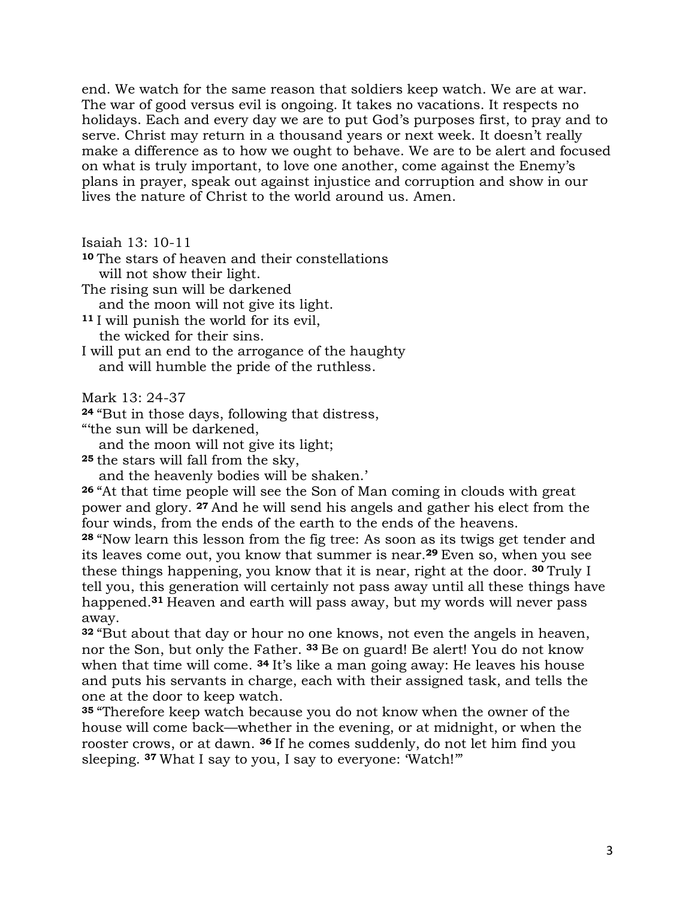end. We watch for the same reason that soldiers keep watch. We are at war. The war of good versus evil is ongoing. It takes no vacations. It respects no holidays. Each and every day we are to put God's purposes first, to pray and to serve. Christ may return in a thousand years or next week. It doesn't really make a difference as to how we ought to behave. We are to be alert and focused on what is truly important, to love one another, come against the Enemy's plans in prayer, speak out against injustice and corruption and show in our lives the nature of Christ to the world around us. Amen.

Isaiah 13: 10-11

**10** The stars of heaven and their constellations
will not show their light.
The rising sun will be darkened
and the moon will not give its light.
**11** I will punish the world for its evil,
the wicked for their sins.
I will put an end to the arrogance of the haughty
and will humble the pride of the ruthless.

Mark 13: 24-37

**24** "But in those days, following that distress,
"'the sun will be darkened,
and the moon will not give its light;
**25** the stars will fall from the sky,
and the heavenly bodies will be shaken.'
**26** "At that time people will see the Son of Man coming in clouds with great power and glory. **27** And he will send his angels and gather his elect from the four winds, from the ends of the earth to the ends of the heavens.
**28** "Now learn this lesson from the fig tree: As soon as its twigs get tender and its leaves come out, you know that summer is near.**29** Even so, when you see these things happening, you know that it is near, right at the door. **30** Truly I tell you, this generation will certainly not pass away until all these things have happened.**31** Heaven and earth will pass away, but my words will never pass away.
**32** "But about that day or hour no one knows, not even the angels in heaven, nor the Son, but only the Father. **33** Be on guard! Be alert! You do not know when that time will come. **34** It's like a man going away: He leaves his house and puts his servants in charge, each with their assigned task, and tells the one at the door to keep watch.
**35** "Therefore keep watch because you do not know when the owner of the house will come back—whether in the evening, or at midnight, or when the rooster crows, or at dawn. **36** If he comes suddenly, do not let him find you sleeping. **37** What I say to you, I say to everyone: 'Watch!'"